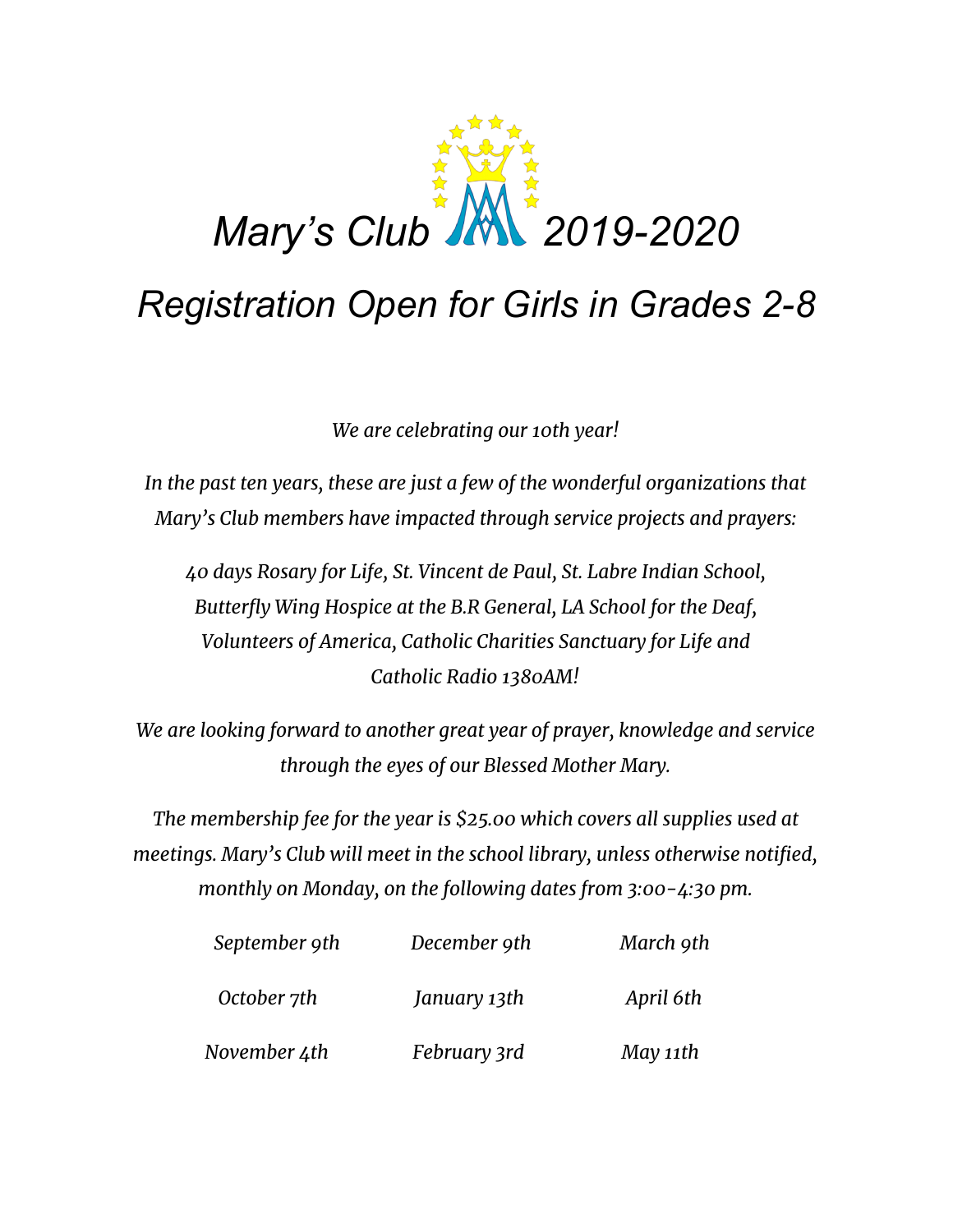# *Mary's Club 2019-2020*

## *Registration Open for Girls in Grades 2-8*

*We are celebrating our 10th year!*

*In the past ten years, these are just a few of the wonderful organizations that Mary's Club members have impacted through service projects and prayers:*

*40 days Rosary for Life, St. Vincent de Paul, St. Labre Indian School, Butterfly Wing Hospice at the B.R General, LA School for the Deaf, Volunteers of America, Catholic Charities Sanctuary for Life and Catholic Radio 1380AM!*

*We are looking forward to another great year of prayer, knowledge and service through the eyes of our Blessed Mother Mary.*

*The membership fee for the year is $25.00 which covers all supplies used at meetings. Mary's Club will meet in the school library, unless otherwise notified, monthly on Monday, on the following dates from 3:00-4:30 pm.*

| | | |
|---|---|---|
| *September 9th* | *December 9th* | *March 9th* |
| *October 7th* | *January 13th* | *April 6th* |
| *November 4th* | *February 3rd* | *May 11th* |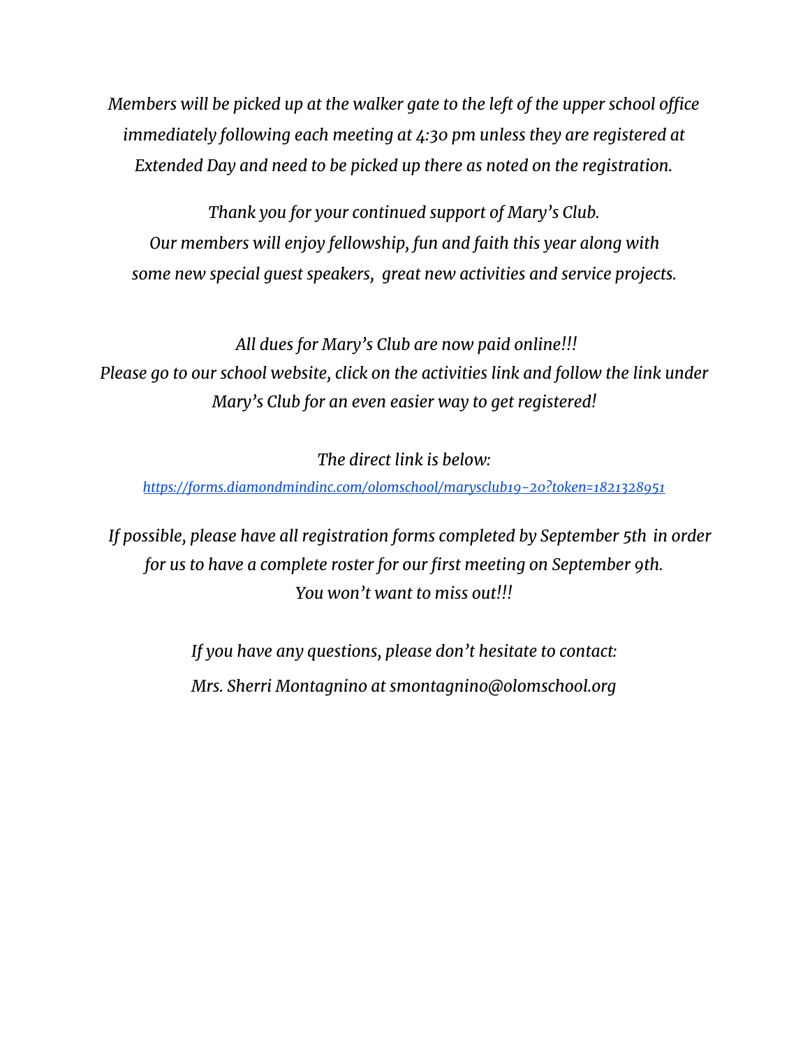*Members will be picked up at the walker gate to the left of the upper school office immediately following each meeting at 4:30 pm unless they are registered at Extended Day and need to be picked up there as noted on the registration.*

*Thank you for your continued support of Mary's Club.*
*Our members will enjoy fellowship, fun and faith this year along with some new special guest speakers, great new activities and service projects.*

*All dues for Mary's Club are now paid online!!!*
*Please go to our school website, click on the activities link and follow the link under Mary's Club for an even easier way to get registered!*

*The direct link is below:*
*https://forms.diamondmindinc.com/olomschool/marysclub19-20?token=1821328951*

*If possible, please have all registration forms completed by September 5th in order for us to have a complete roster for our first meeting on September 9th.*
*You won't want to miss out!!!*

*If you have any questions, please don't hesitate to contact:*
*Mrs. Sherri Montagnino at smontagnino@olomschool.org*